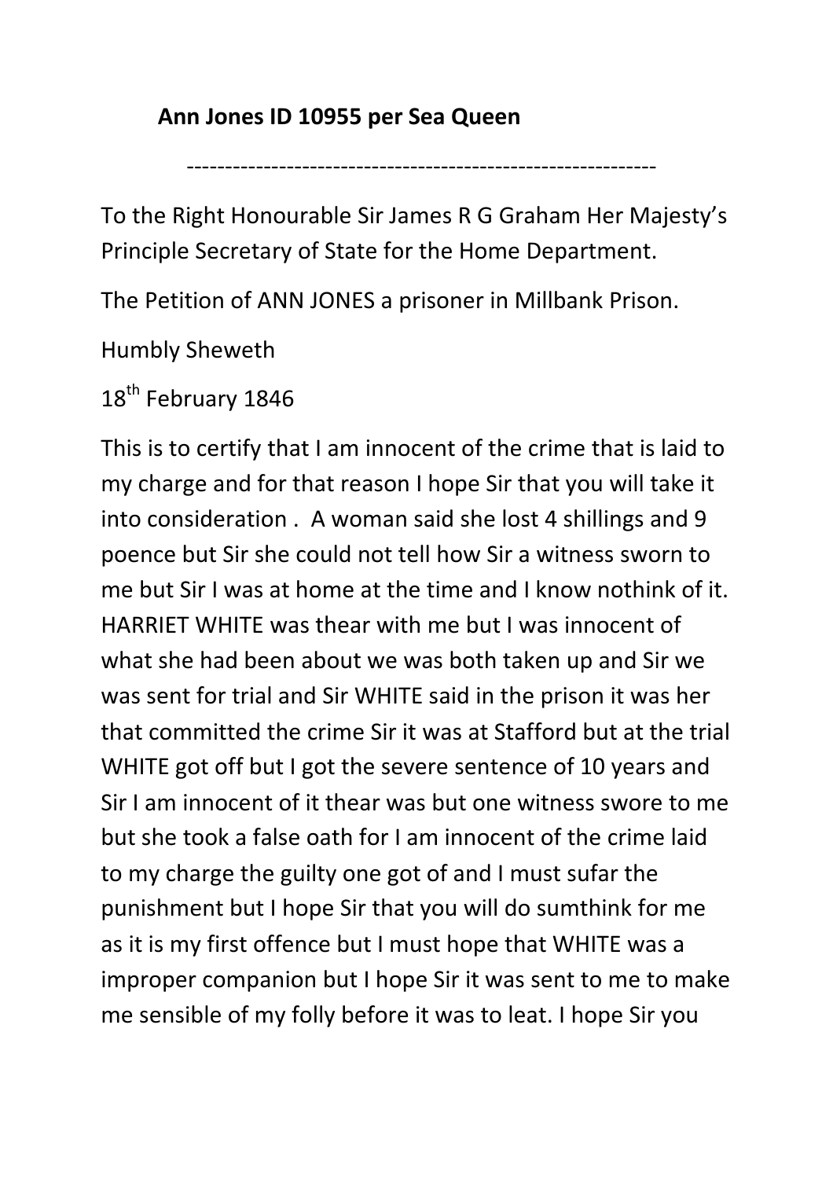**Ann Jones ID 10955 per Sea Queen**

---

To the Right Honourable Sir James R G Graham Her Majesty's Principle Secretary of State for the Home Department.

The Petition of ANN JONES a prisoner in Millbank Prison.

Humbly Sheweth

18th February 1846

This is to certify that I am innocent of the crime that is laid to my charge and for that reason I hope Sir that you will take it into consideration . A woman said she lost 4 shillings and 9 poence but Sir she could not tell how Sir a witness sworn to me but Sir I was at home at the time and I know nothink of it. HARRIET WHITE was thear with me but I was innocent of what she had been about we was both taken up and Sir we was sent for trial and Sir WHITE said in the prison it was her that committed the crime Sir it was at Stafford but at the trial WHITE got off but I got the severe sentence of 10 years and Sir I am innocent of it thear was but one witness swore to me but she took a false oath for I am innocent of the crime laid to my charge the guilty one got of and I must sufar the punishment but I hope Sir that you will do sumthink for me as it is my first offence but I must hope that WHITE was a improper companion but I hope Sir it was sent to me to make me sensible of my folly before it was to leat. I hope Sir you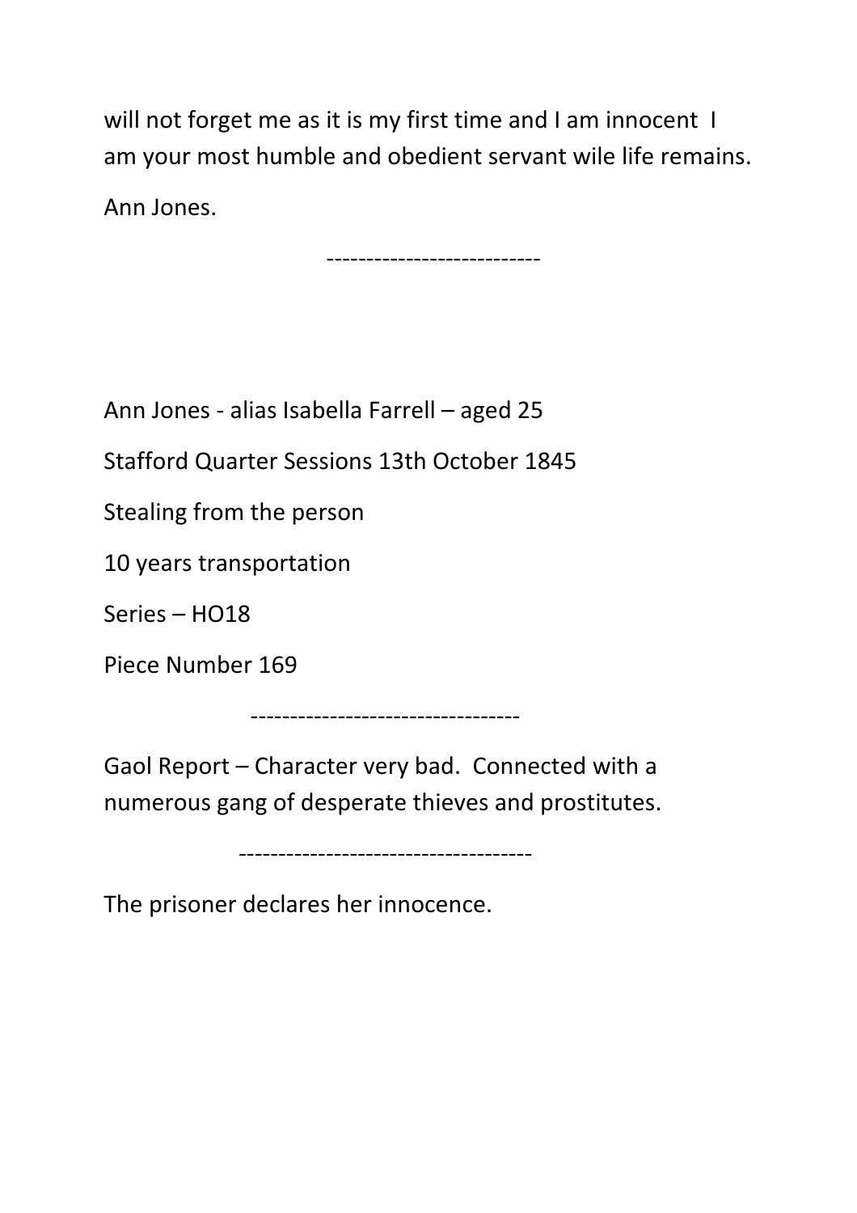will not forget me as it is my first time and I am innocent I am your most humble and obedient servant wile life remains.

Ann Jones.

---

Ann Jones - alias Isabella Farrell – aged 25

Stafford Quarter Sessions 13th October 1845

Stealing from the person

10 years transportation

Series – HO18

Piece Number 169

---

Gaol Report – Character very bad. Connected with a numerous gang of desperate thieves and prostitutes.

---

The prisoner declares her innocence.